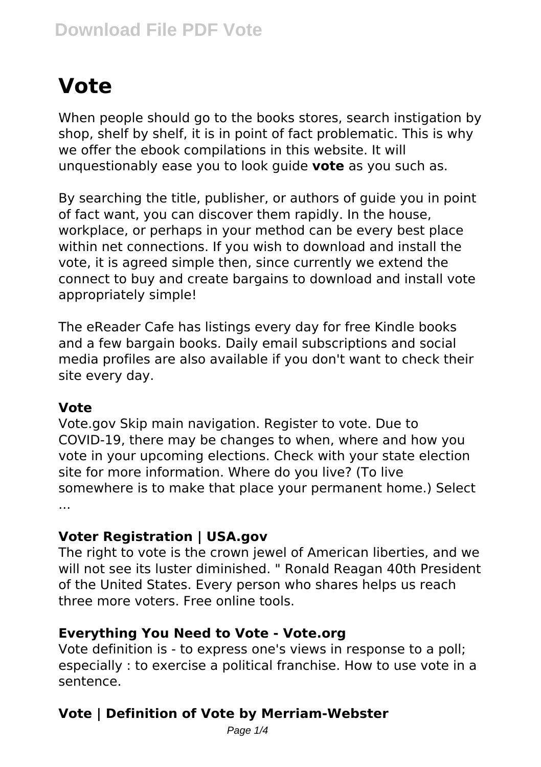# Vote

When people should go to the books stores, search instigation by shop, shelf by shelf, it is in point of fact problematic. This is why we offer the ebook compilations in this website. It will unquestionably ease you to look guide **vote** as you such as.

By searching the title, publisher, or authors of guide you in point of fact want, you can discover them rapidly. In the house, workplace, or perhaps in your method can be every best place within net connections. If you wish to download and install the vote, it is agreed simple then, since currently we extend the connect to buy and create bargains to download and install vote appropriately simple!

The eReader Cafe has listings every day for free Kindle books and a few bargain books. Daily email subscriptions and social media profiles are also available if you don't want to check their site every day.

### Vote

Vote.gov Skip main navigation. Register to vote. Due to COVID-19, there may be changes to when, where and how you vote in your upcoming elections. Check with your state election site for more information. Where do you live? (To live somewhere is to make that place your permanent home.) Select ...

### Voter Registration | USA.gov

The right to vote is the crown jewel of American liberties, and we will not see its luster diminished. " Ronald Reagan 40th President of the United States. Every person who shares helps us reach three more voters. Free online tools.

### Everything You Need to Vote - Vote.org

Vote definition is - to express one's views in response to a poll; especially : to exercise a political franchise. How to use vote in a sentence.

### Vote | Definition of Vote by Merriam-Webster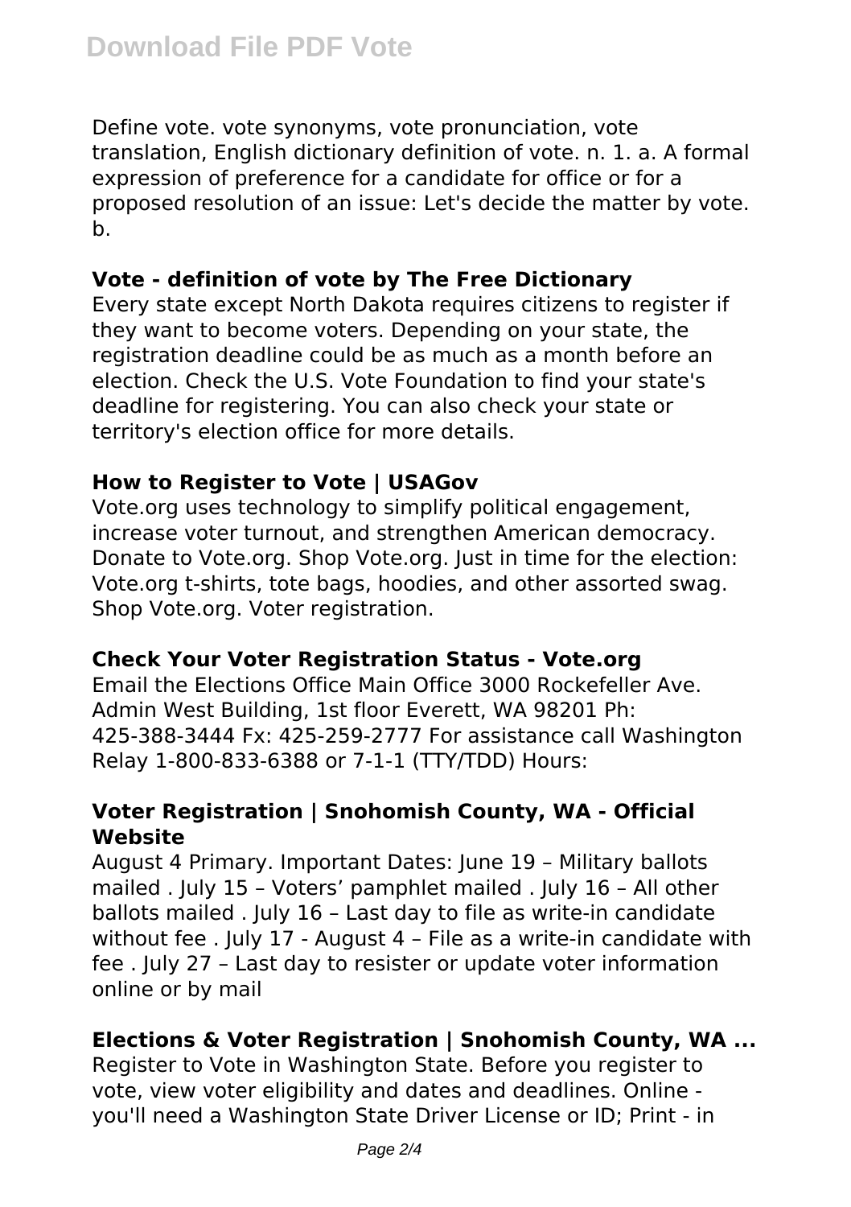Define vote. vote synonyms, vote pronunciation, vote translation, English dictionary definition of vote. n. 1. a. A formal expression of preference for a candidate for office or for a proposed resolution of an issue: Let's decide the matter by vote. b.

### Vote - definition of vote by The Free Dictionary

Every state except North Dakota requires citizens to register if they want to become voters. Depending on your state, the registration deadline could be as much as a month before an election. Check the U.S. Vote Foundation to find your state's deadline for registering. You can also check your state or territory's election office for more details.

### How to Register to Vote | USAGov

Vote.org uses technology to simplify political engagement, increase voter turnout, and strengthen American democracy. Donate to Vote.org. Shop Vote.org. Just in time for the election: Vote.org t-shirts, tote bags, hoodies, and other assorted swag. Shop Vote.org. Voter registration.

### Check Your Voter Registration Status - Vote.org

Email the Elections Office Main Office 3000 Rockefeller Ave. Admin West Building, 1st floor Everett, WA 98201 Ph: 425-388-3444 Fx: 425-259-2777 For assistance call Washington Relay 1-800-833-6388 or 7-1-1 (TTY/TDD) Hours:

### Voter Registration | Snohomish County, WA - Official Website

August 4 Primary. Important Dates: June 19 – Military ballots mailed . July 15 – Voters' pamphlet mailed . July 16 – All other ballots mailed . July 16 – Last day to file as write-in candidate without fee . July 17 - August 4 – File as a write-in candidate with fee . July 27 – Last day to resister or update voter information online or by mail

### Elections & Voter Registration | Snohomish County, WA ...

Register to Vote in Washington State. Before you register to vote, view voter eligibility and dates and deadlines. Online - you'll need a Washington State Driver License or ID; Print - in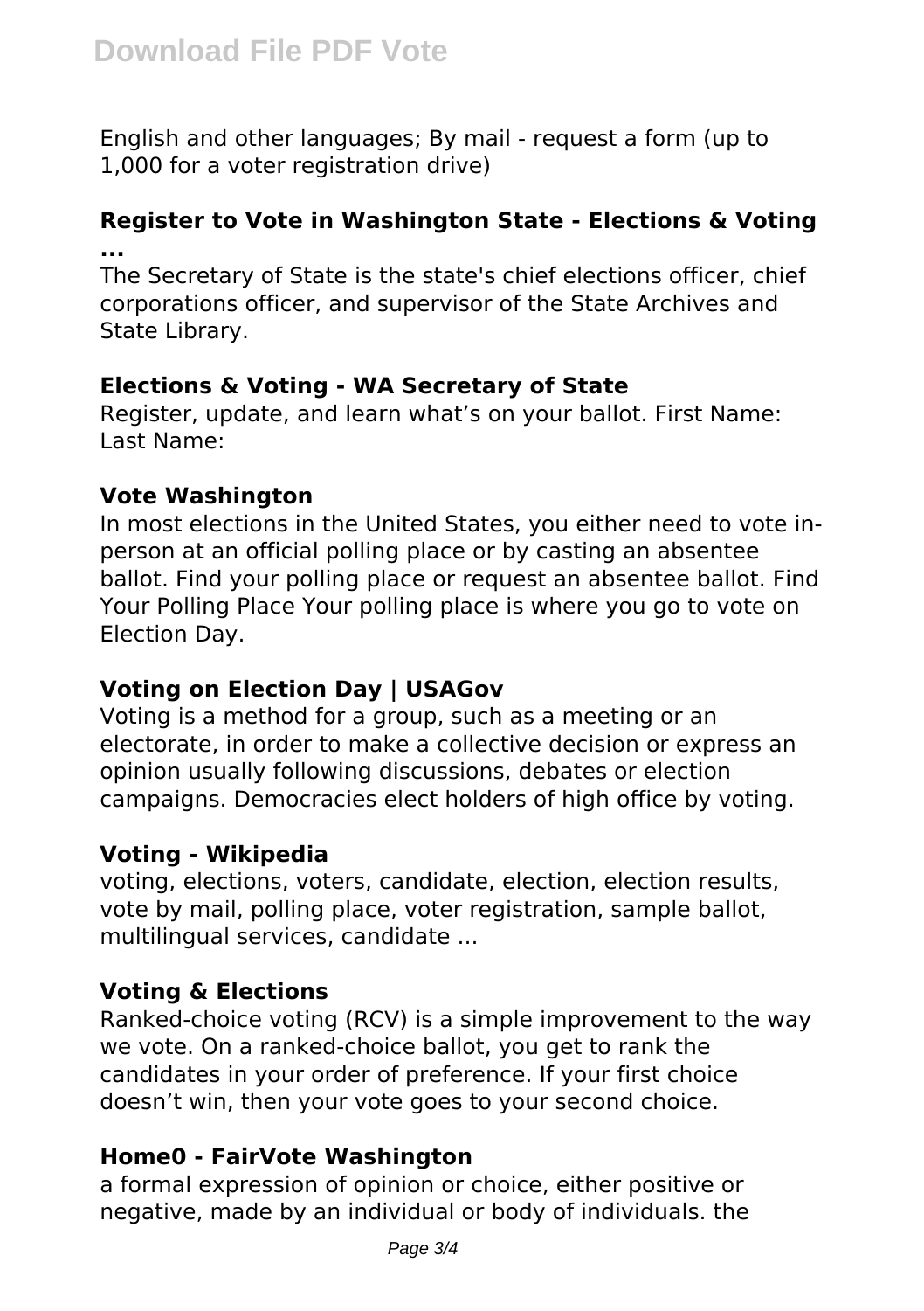English and other languages; By mail - request a form (up to 1,000 for a voter registration drive)

**Register to Vote in Washington State - Elections & Voting ...**

The Secretary of State is the state's chief elections officer, chief corporations officer, and supervisor of the State Archives and State Library.

**Elections & Voting - WA Secretary of State**

Register, update, and learn what's on your ballot. First Name: Last Name:

**Vote Washington**

In most elections in the United States, you either need to vote in-person at an official polling place or by casting an absentee ballot. Find your polling place or request an absentee ballot. Find Your Polling Place Your polling place is where you go to vote on Election Day.

**Voting on Election Day | USAGov**

Voting is a method for a group, such as a meeting or an electorate, in order to make a collective decision or express an opinion usually following discussions, debates or election campaigns. Democracies elect holders of high office by voting.

**Voting - Wikipedia**

voting, elections, voters, candidate, election, election results, vote by mail, polling place, voter registration, sample ballot, multilingual services, candidate ...

**Voting & Elections**

Ranked-choice voting (RCV) is a simple improvement to the way we vote. On a ranked-choice ballot, you get to rank the candidates in your order of preference. If your first choice doesn't win, then your vote goes to your second choice.

**Home0 - FairVote Washington**

a formal expression of opinion or choice, either positive or negative, made by an individual or body of individuals. the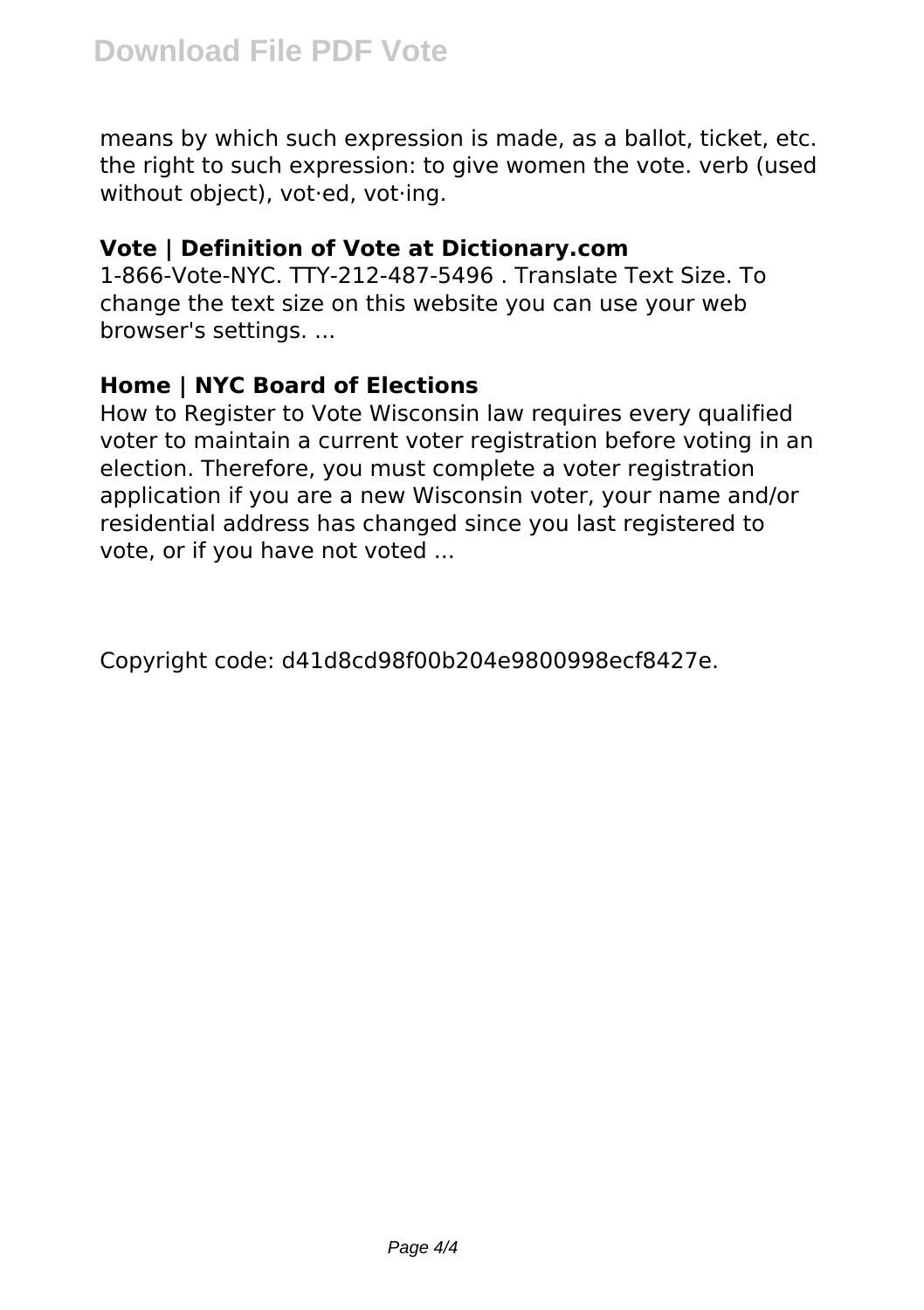means by which such expression is made, as a ballot, ticket, etc. the right to such expression: to give women the vote. verb (used without object), vot·ed, vot·ing.

**Vote | Definition of Vote at Dictionary.com**

1-866-Vote-NYC. TTY-212-487-5496 . Translate Text Size. To change the text size on this website you can use your web browser's settings. ...

**Home | NYC Board of Elections**

How to Register to Vote Wisconsin law requires every qualified voter to maintain a current voter registration before voting in an election. Therefore, you must complete a voter registration application if you are a new Wisconsin voter, your name and/or residential address has changed since you last registered to vote, or if you have not voted ...

Copyright code: d41d8cd98f00b204e9800998ecf8427e.